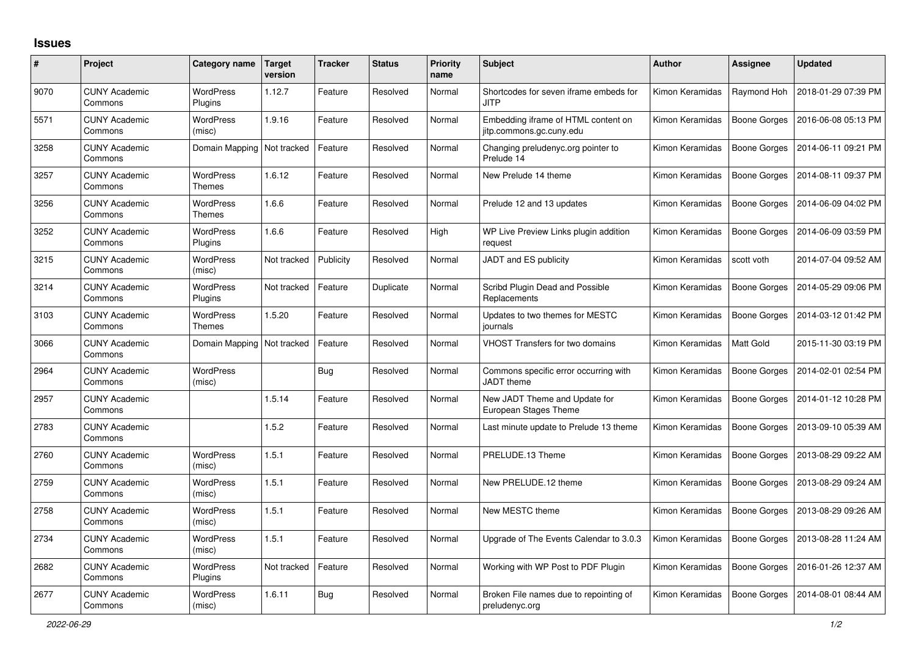# Issues

| # | Project | Category name | Target version | Tracker | Status | Priority name | Subject | Author | Assignee | Updated |
|---|---|---|---|---|---|---|---|---|---|---|
| 9070 | CUNY Academic Commons | WordPress Plugins | 1.12.7 | Feature | Resolved | Normal | Shortcodes for seven iframe embeds for JITP | Kimon Keramidas | Raymond Hoh | 2018-01-29 07:39 PM |
| 5571 | CUNY Academic Commons | WordPress (misc) | 1.9.16 | Feature | Resolved | Normal | Embedding iframe of HTML content on jitp.commons.gc.cuny.edu | Kimon Keramidas | Boone Gorges | 2016-06-08 05:13 PM |
| 3258 | CUNY Academic Commons | Domain Mapping | Not tracked | Feature | Resolved | Normal | Changing preludenyc.org pointer to Prelude 14 | Kimon Keramidas | Boone Gorges | 2014-06-11 09:21 PM |
| 3257 | CUNY Academic Commons | WordPress Themes | 1.6.12 | Feature | Resolved | Normal | New Prelude 14 theme | Kimon Keramidas | Boone Gorges | 2014-08-11 09:37 PM |
| 3256 | CUNY Academic Commons | WordPress Themes | 1.6.6 | Feature | Resolved | Normal | Prelude 12 and 13 updates | Kimon Keramidas | Boone Gorges | 2014-06-09 04:02 PM |
| 3252 | CUNY Academic Commons | WordPress Plugins | 1.6.6 | Feature | Resolved | High | WP Live Preview Links plugin addition request | Kimon Keramidas | Boone Gorges | 2014-06-09 03:59 PM |
| 3215 | CUNY Academic Commons | WordPress (misc) | Not tracked | Publicity | Resolved | Normal | JADT and ES publicity | Kimon Keramidas | scott voth | 2014-07-04 09:52 AM |
| 3214 | CUNY Academic Commons | WordPress Plugins | Not tracked | Feature | Duplicate | Normal | Scribd Plugin Dead and Possible Replacements | Kimon Keramidas | Boone Gorges | 2014-05-29 09:06 PM |
| 3103 | CUNY Academic Commons | WordPress Themes | 1.5.20 | Feature | Resolved | Normal | Updates to two themes for MESTC journals | Kimon Keramidas | Boone Gorges | 2014-03-12 01:42 PM |
| 3066 | CUNY Academic Commons | Domain Mapping | Not tracked | Feature | Resolved | Normal | VHOST Transfers for two domains | Kimon Keramidas | Matt Gold | 2015-11-30 03:19 PM |
| 2964 | CUNY Academic Commons | WordPress (misc) | | Bug | Resolved | Normal | Commons specific error occurring with JADT theme | Kimon Keramidas | Boone Gorges | 2014-02-01 02:54 PM |
| 2957 | CUNY Academic Commons | | 1.5.14 | Feature | Resolved | Normal | New JADT Theme and Update for European Stages Theme | Kimon Keramidas | Boone Gorges | 2014-01-12 10:28 PM |
| 2783 | CUNY Academic Commons | | 1.5.2 | Feature | Resolved | Normal | Last minute update to Prelude 13 theme | Kimon Keramidas | Boone Gorges | 2013-09-10 05:39 AM |
| 2760 | CUNY Academic Commons | WordPress (misc) | 1.5.1 | Feature | Resolved | Normal | PRELUDE.13 Theme | Kimon Keramidas | Boone Gorges | 2013-08-29 09:22 AM |
| 2759 | CUNY Academic Commons | WordPress (misc) | 1.5.1 | Feature | Resolved | Normal | New PRELUDE.12 theme | Kimon Keramidas | Boone Gorges | 2013-08-29 09:24 AM |
| 2758 | CUNY Academic Commons | WordPress (misc) | 1.5.1 | Feature | Resolved | Normal | New MESTC theme | Kimon Keramidas | Boone Gorges | 2013-08-29 09:26 AM |
| 2734 | CUNY Academic Commons | WordPress (misc) | 1.5.1 | Feature | Resolved | Normal | Upgrade of The Events Calendar to 3.0.3 | Kimon Keramidas | Boone Gorges | 2013-08-28 11:24 AM |
| 2682 | CUNY Academic Commons | WordPress Plugins | Not tracked | Feature | Resolved | Normal | Working with WP Post to PDF Plugin | Kimon Keramidas | Boone Gorges | 2016-01-26 12:37 AM |
| 2677 | CUNY Academic Commons | WordPress (misc) | 1.6.11 | Bug | Resolved | Normal | Broken File names due to repointing of preludenyc.org | Kimon Keramidas | Boone Gorges | 2014-08-01 08:44 AM |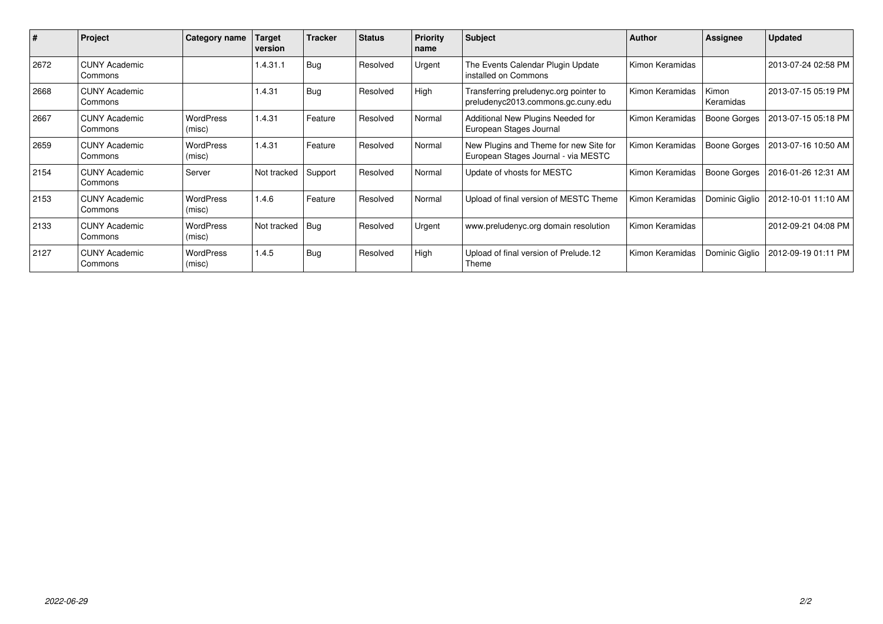| # | Project | Category name | Target version | Tracker | Status | Priority name | Subject | Author | Assignee | Updated |
|---|---|---|---|---|---|---|---|---|---|---|
| 2672 | CUNY Academic Commons | | 1.4.31.1 | Bug | Resolved | Urgent | The Events Calendar Plugin Update installed on Commons | Kimon Keramidas | | 2013-07-24 02:58 PM |
| 2668 | CUNY Academic Commons | | 1.4.31 | Bug | Resolved | High | Transferring preludenyc.org pointer to preludenyc2013.commons.gc.cuny.edu | Kimon Keramidas | Kimon Keramidas | 2013-07-15 05:19 PM |
| 2667 | CUNY Academic Commons | WordPress (misc) | 1.4.31 | Feature | Resolved | Normal | Additional New Plugins Needed for European Stages Journal | Kimon Keramidas | Boone Gorges | 2013-07-15 05:18 PM |
| 2659 | CUNY Academic Commons | WordPress (misc) | 1.4.31 | Feature | Resolved | Normal | New Plugins and Theme for new Site for European Stages Journal - via MESTC | Kimon Keramidas | Boone Gorges | 2013-07-16 10:50 AM |
| 2154 | CUNY Academic Commons | Server | Not tracked | Support | Resolved | Normal | Update of vhosts for MESTC | Kimon Keramidas | Boone Gorges | 2016-01-26 12:31 AM |
| 2153 | CUNY Academic Commons | WordPress (misc) | 1.4.6 | Feature | Resolved | Normal | Upload of final version of MESTC Theme | Kimon Keramidas | Dominic Giglio | 2012-10-01 11:10 AM |
| 2133 | CUNY Academic Commons | WordPress (misc) | Not tracked | Bug | Resolved | Urgent | www.preludenyc.org domain resolution | Kimon Keramidas | | 2012-09-21 04:08 PM |
| 2127 | CUNY Academic Commons | WordPress (misc) | 1.4.5 | Bug | Resolved | High | Upload of final version of Prelude.12 Theme | Kimon Keramidas | Dominic Giglio | 2012-09-19 01:11 PM |